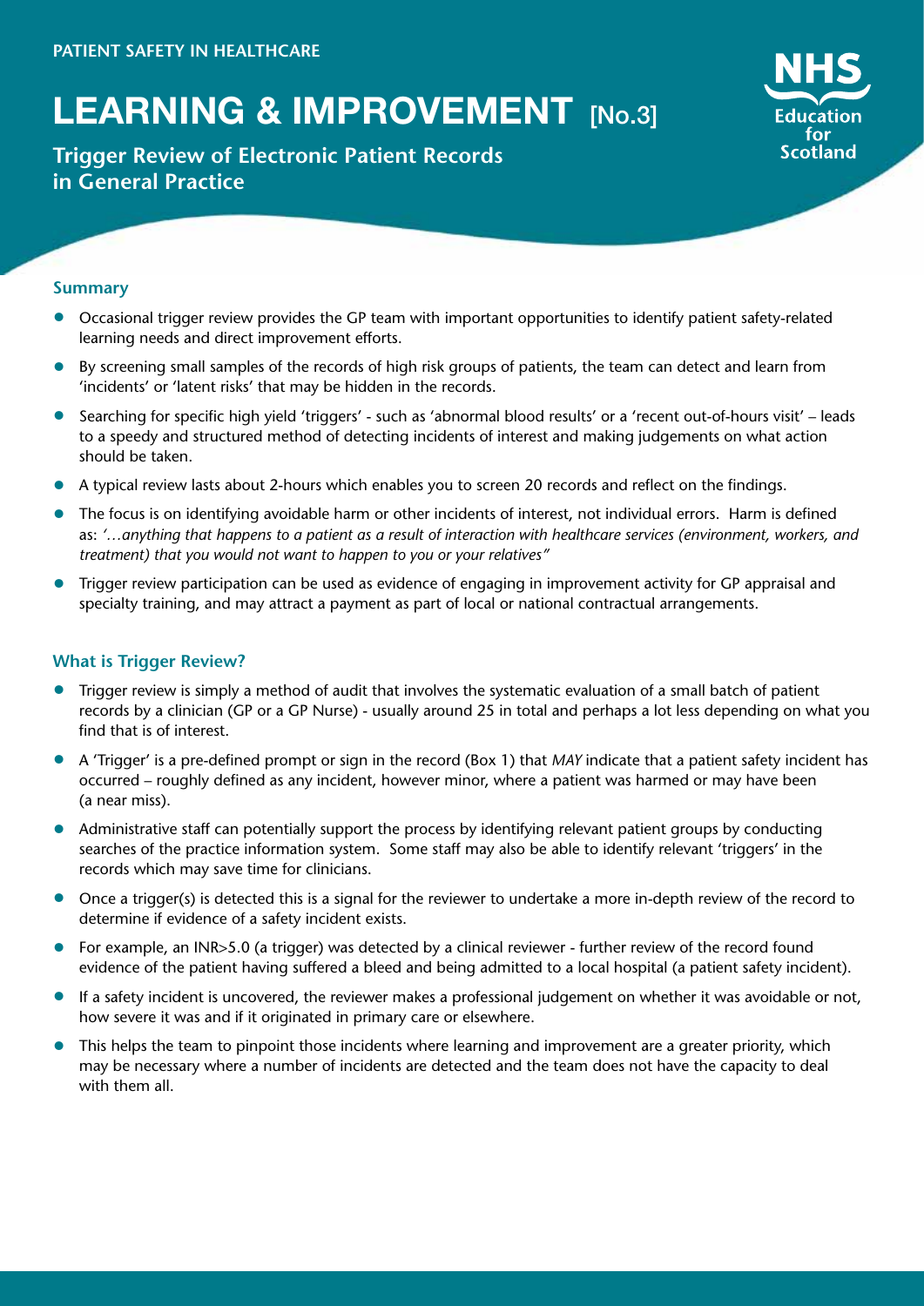PATIENT SAFETY IN HEALTHCARE

# LEARNING & IMPROVEMENT [No.3]

**Trigger Review of Electronic Patient Records in General Practice**

NHS Education for Scotland

## Summary

- Occasional trigger review provides the GP team with important opportunities to identify patient safety-related learning needs and direct improvement efforts.
- By screening small samples of the records of high risk groups of patients, the team can detect and learn from 'incidents' or 'latent risks' that may be hidden in the records.
- Searching for specific high yield 'triggers' - such as 'abnormal blood results' or a 'recent out-of-hours visit' – leads to a speedy and structured method of detecting incidents of interest and making judgements on what action should be taken.
- A typical review lasts about 2-hours which enables you to screen 20 records and reflect on the findings.
- The focus is on identifying avoidable harm or other incidents of interest, not individual errors. Harm is defined as: *'…anything that happens to a patient as a result of interaction with healthcare services (environment, workers, and treatment) that you would not want to happen to you or your relatives"*
- Trigger review participation can be used as evidence of engaging in improvement activity for GP appraisal and specialty training, and may attract a payment as part of local or national contractual arrangements.

## What is Trigger Review?

- Trigger review is simply a method of audit that involves the systematic evaluation of a small batch of patient records by a clinician (GP or a GP Nurse) - usually around 25 in total and perhaps a lot less depending on what you find that is of interest.
- A 'Trigger' is a pre-defined prompt or sign in the record (Box 1) that *MAY* indicate that a patient safety incident has occurred – roughly defined as any incident, however minor, where a patient was harmed or may have been (a near miss).
- Administrative staff can potentially support the process by identifying relevant patient groups by conducting searches of the practice information system. Some staff may also be able to identify relevant 'triggers' in the records which may save time for clinicians.
- Once a trigger(s) is detected this is a signal for the reviewer to undertake a more in-depth review of the record to determine if evidence of a safety incident exists.
- For example, an INR>5.0 (a trigger) was detected by a clinical reviewer - further review of the record found evidence of the patient having suffered a bleed and being admitted to a local hospital (a patient safety incident).
- If a safety incident is uncovered, the reviewer makes a professional judgement on whether it was avoidable or not, how severe it was and if it originated in primary care or elsewhere.
- This helps the team to pinpoint those incidents where learning and improvement are a greater priority, which may be necessary where a number of incidents are detected and the team does not have the capacity to deal with them all.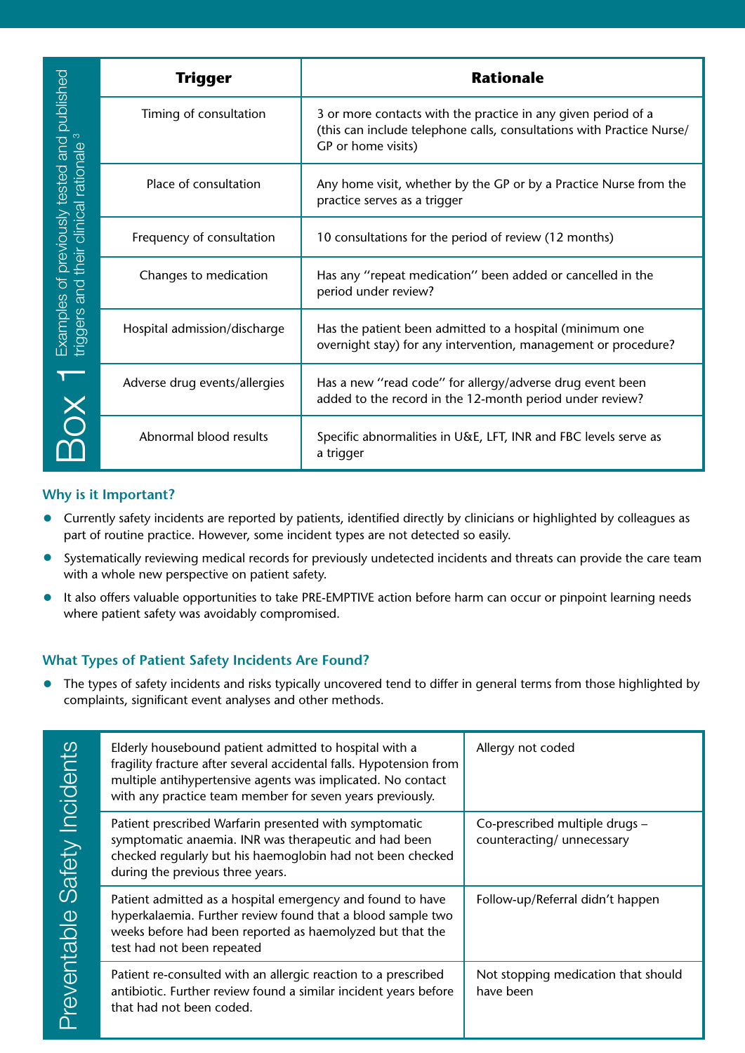**BOX 1** Examples of previously tested and published triggers and their clinical rationale[3]

| Trigger | Rationale |
|---|---|
| Timing of consultation | 3 or more contacts with the practice in any given period of a (this can include telephone calls, consultations with Practice Nurse/ GP or home visits) |
| Place of consultation | Any home visit, whether by the GP or by a Practice Nurse from the practice serves as a trigger |
| Frequency of consultation | 10 consultations for the period of review (12 months) |
| Changes to medication | Has any ''repeat medication'' been added or cancelled in the period under review? |
| Hospital admission/discharge | Has the patient been admitted to a hospital (minimum one overnight stay) for any intervention, management or procedure? |
| Adverse drug events/allergies | Has a new ''read code'' for allergy/adverse drug event been added to the record in the 12-month period under review? |
| Abnormal blood results | Specific abnormalities in U&E, LFT, INR and FBC levels serve as a trigger |

### Why is it Important?

- Currently safety incidents are reported by patients, identified directly by clinicians or highlighted by colleagues as part of routine practice. However, some incident types are not detected so easily.
- Systematically reviewing medical records for previously undetected incidents and threats can provide the care team with a whole new perspective on patient safety.
- It also offers valuable opportunities to take PRE-EMPTIVE action before harm can occur or pinpoint learning needs where patient safety was avoidably compromised.

### What Types of Patient Safety Incidents Are Found?

- The types of safety incidents and risks typically uncovered tend to differ in general terms from those highlighted by complaints, significant event analyses and other methods.

**Preventable Safety Incidents**

| | |
|---|---|
| Elderly housebound patient admitted to hospital with a fragility fracture after several accidental falls. Hypotension from multiple antihypertensive agents was implicated. No contact with any practice team member for seven years previously. | Allergy not coded |
| Patient prescribed Warfarin presented with symptomatic symptomatic anaemia. INR was therapeutic and had been checked regularly but his haemoglobin had not been checked during the previous three years. | Co-prescribed multiple drugs – counteracting/ unnecessary |
| Patient admitted as a hospital emergency and found to have hyperkalaemia. Further review found that a blood sample two weeks before had been reported as haemolyzed but that the test had not been repeated | Follow-up/Referral didn't happen |
| Patient re-consulted with an allergic reaction to a prescribed antibiotic. Further review found a similar incident years before that had not been coded. | Not stopping medication that should have been |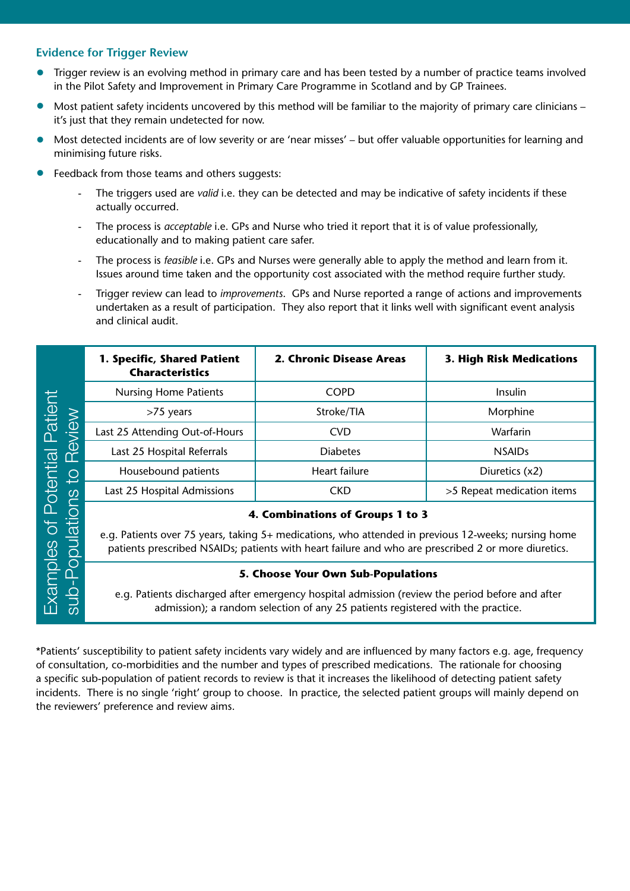## Evidence for Trigger Review

- Trigger review is an evolving method in primary care and has been tested by a number of practice teams involved in the Pilot Safety and Improvement in Primary Care Programme in Scotland and by GP Trainees.
- Most patient safety incidents uncovered by this method will be familiar to the majority of primary care clinicians – it's just that they remain undetected for now.
- Most detected incidents are of low severity or are 'near misses' – but offer valuable opportunities for learning and minimising future risks.
- Feedback from those teams and others suggests:
    - The triggers used are *valid* i.e. they can be detected and may be indicative of safety incidents if these actually occurred.
    - The process is *acceptable* i.e. GPs and Nurse who tried it report that it is of value professionally, educationally and to making patient care safer.
    - The process is *feasible* i.e. GPs and Nurses were generally able to apply the method and learn from it. Issues around time taken and the opportunity cost associated with the method require further study.
    - Trigger review can lead to *improvements*. GPs and Nurse reported a range of actions and improvements undertaken as a result of participation. They also report that it links well with significant event analysis and clinical audit.

**Examples of Potential Patient sub-Populations to Review**

| 1. Specific, Shared Patient Characteristics | 2. Chronic Disease Areas | 3. High Risk Medications |
|---|---|---|
| Nursing Home Patients | COPD | Insulin |
| >75 years | Stroke/TIA | Morphine |
| Last 25 Attending Out-of-Hours | CVD | Warfarin |
| Last 25 Hospital Referrals | Diabetes | NSAIDs |
| Housebound patients | Heart failure | Diuretics (x2) |
| Last 25 Hospital Admissions | CKD | >5 Repeat medication items |
| **4. Combinations of Groups 1 to 3** e.g. Patients over 75 years, taking 5+ medications, who attended in previous 12-weeks; nursing home patients prescribed NSAIDs; patients with heart failure and who are prescribed 2 or more diuretics. | | |
| **5. Choose Your Own Sub-Populations** e.g. Patients discharged after emergency hospital admission (review the period before and after admission); a random selection of any 25 patients registered with the practice. | | |

*Patients' susceptibility to patient safety incidents vary widely and are influenced by many factors e.g. age, frequency of consultation, co-morbidities and the number and types of prescribed medications. The rationale for choosing a specific sub-population of patient records to review is that it increases the likelihood of detecting patient safety incidents. There is no single 'right' group to choose. In practice, the selected patient groups will mainly depend on the reviewers' preference and review aims.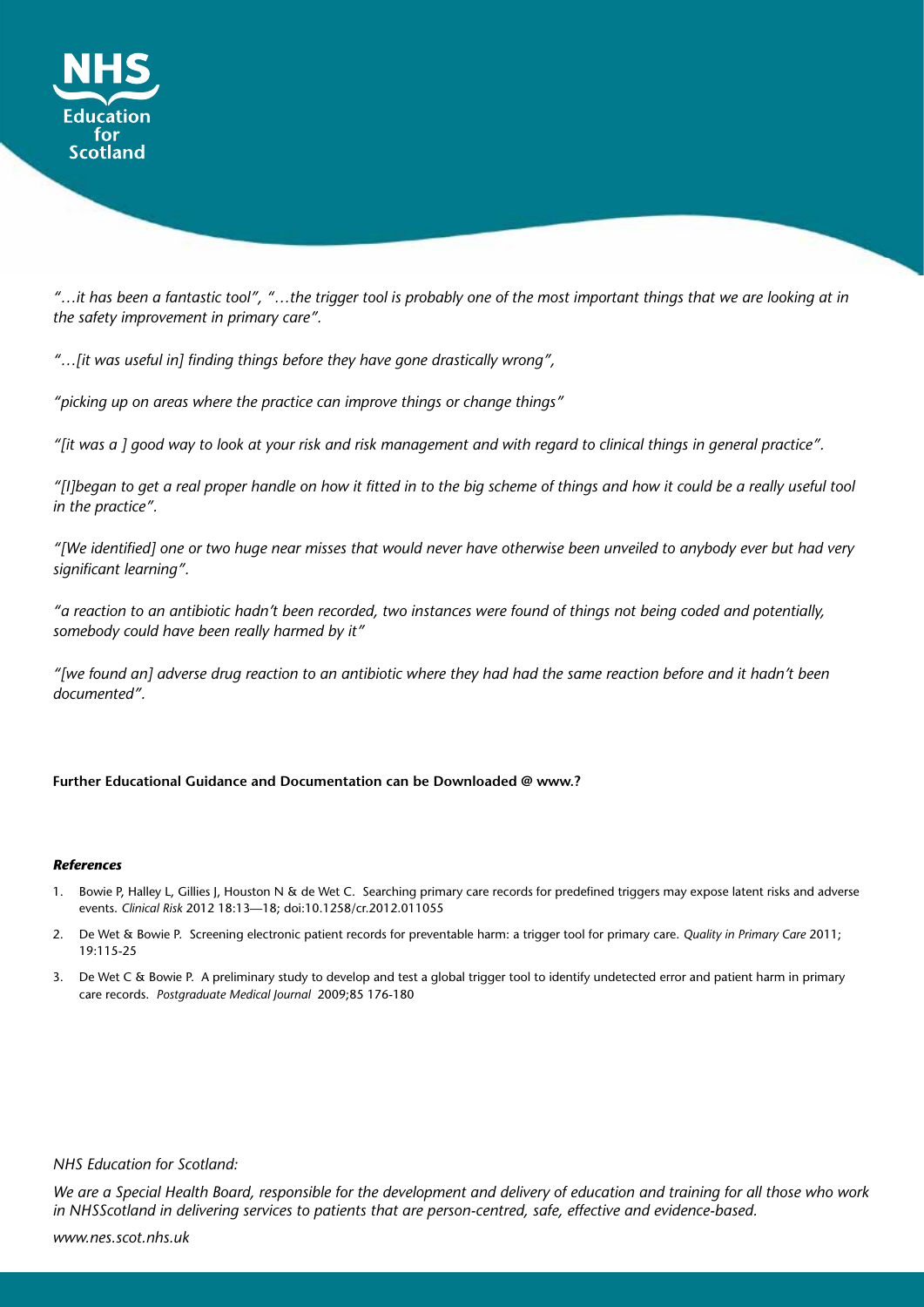*"…it has been a fantastic tool", "…the trigger tool is probably one of the most important things that we are looking at in the safety improvement in primary care".*

*"…[it was useful in] finding things before they have gone drastically wrong",*

*"picking up on areas where the practice can improve things or change things"*

*"[it was a ] good way to look at your risk and risk management and with regard to clinical things in general practice".*

*"[I]began to get a real proper handle on how it fitted in to the big scheme of things and how it could be a really useful tool in the practice".*

*"[We identified] one or two huge near misses that would never have otherwise been unveiled to anybody ever but had very significant learning".*

*"a reaction to an antibiotic hadn't been recorded, two instances were found of things not being coded and potentially, somebody could have been really harmed by it"*

*"[we found an] adverse drug reaction to an antibiotic where they had had the same reaction before and it hadn't been documented".*

**Further Educational Guidance and Documentation can be Downloaded @ www.?**

***References***

1. Bowie P, Halley L, Gillies J, Houston N & de Wet C. Searching primary care records for predefined triggers may expose latent risks and adverse events. *Clinical Risk* 2012 18:13—18; doi:10.1258/cr.2012.011055
2. De Wet & Bowie P. Screening electronic patient records for preventable harm: a trigger tool for primary care. *Quality in Primary Care* 2011; 19:115-25
3. De Wet C & Bowie P. A preliminary study to develop and test a global trigger tool to identify undetected error and patient harm in primary care records. *Postgraduate Medical Journal* 2009;85 176-180

*NHS Education for Scotland:*

*We are a Special Health Board, responsible for the development and delivery of education and training for all those who work in NHSScotland in delivering services to patients that are person-centred, safe, effective and evidence-based.*

*www.nes.scot.nhs.uk*